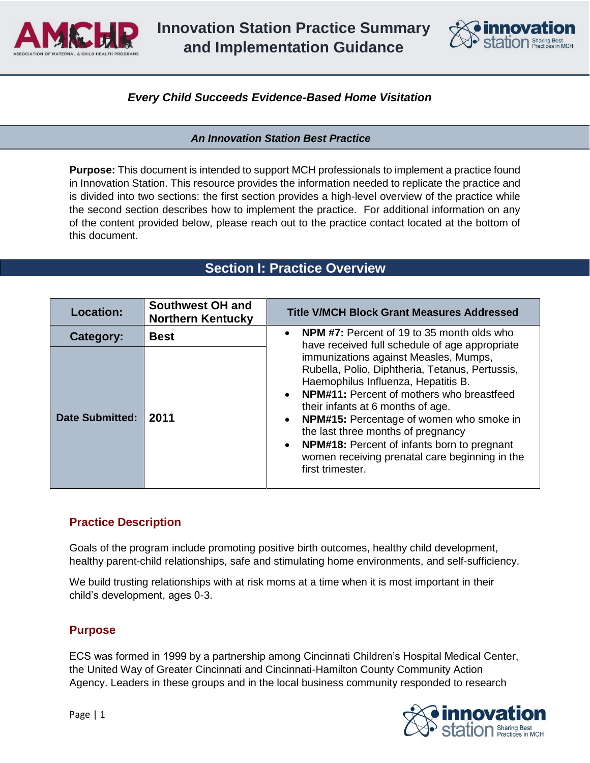# Innovation Station Practice Summary and Implementation Guidance

## *Every Child Succeeds Evidence-Based Home Visitation*

***An Innovation Station Best Practice***

**Purpose:** This document is intended to support MCH professionals to implement a practice found in Innovation Station. This resource provides the information needed to replicate the practice and is divided into two sections: the first section provides a high-level overview of the practice while the second section describes how to implement the practice. For additional information on any of the content provided below, please reach out to the practice contact located at the bottom of this document.

## Section I: Practice Overview

| | | Title V/MCH Block Grant Measures Addressed |
|---|---|---|
| **Location:** | **Southwest OH and Northern Kentucky** | |
| **Category:** | **Best** | • **NPM #7:** Percent of 19 to 35 month olds who have received full schedule of age appropriate immunizations against Measles, Mumps, Rubella, Polio, Diphtheria, Tetanus, Pertussis, Haemophilus Influenza, Hepatitis B.<br>• **NPM#11:** Percent of mothers who breastfeed their infants at 6 months of age.<br>• **NPM#15:** Percentage of women who smoke in the last three months of pregnancy<br>• **NPM#18:** Percent of infants born to pregnant women receiving prenatal care beginning in the first trimester. |
| **Date Submitted:** | **2011** | |

### Practice Description

Goals of the program include promoting positive birth outcomes, healthy child development, healthy parent-child relationships, safe and stimulating home environments, and self-sufficiency.

We build trusting relationships with at risk moms at a time when it is most important in their child's development, ages 0-3.

### Purpose

ECS was formed in 1999 by a partnership among Cincinnati Children's Hospital Medical Center, the United Way of Greater Cincinnati and Cincinnati-Hamilton County Community Action Agency. Leaders in these groups and in the local business community responded to research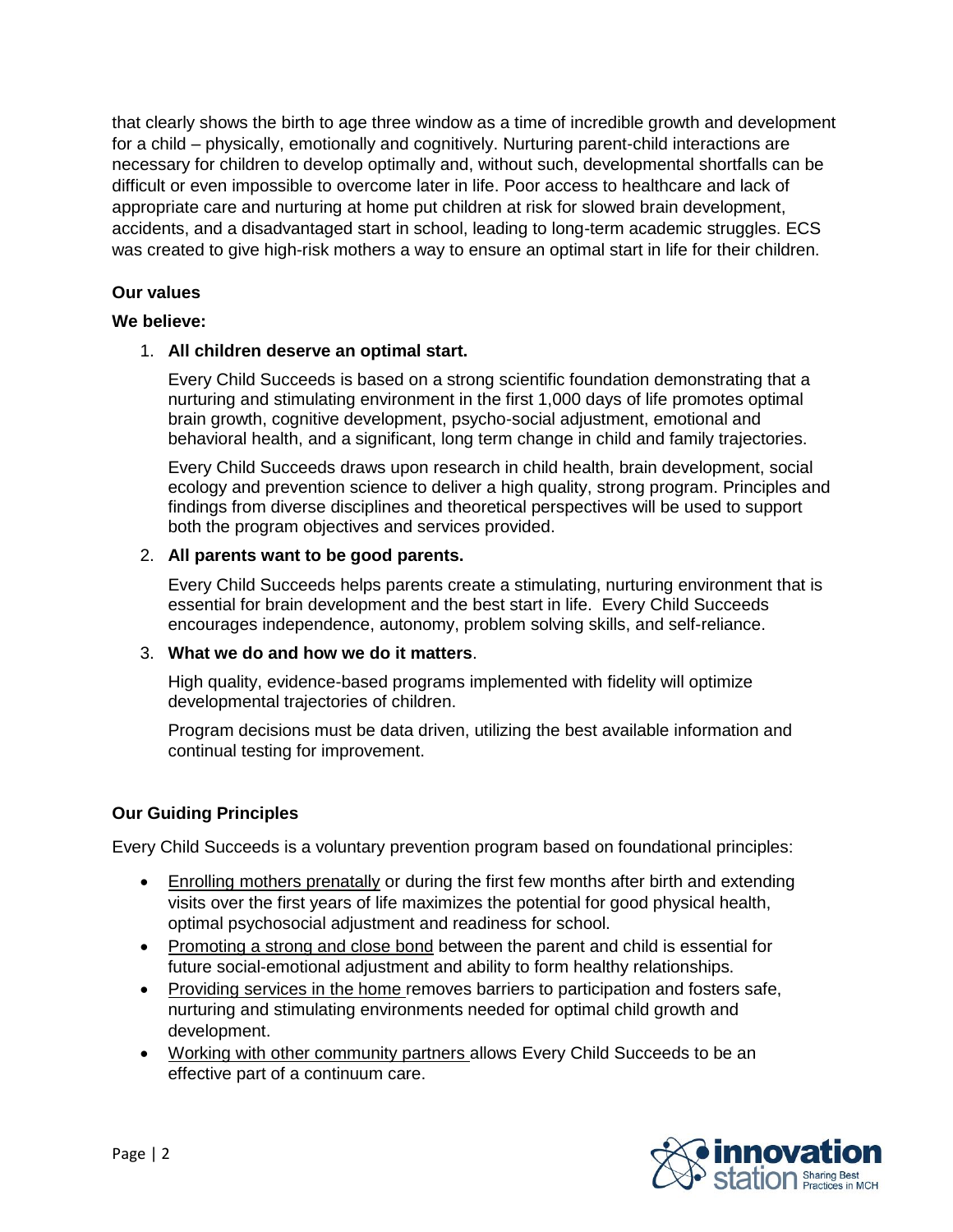that clearly shows the birth to age three window as a time of incredible growth and development for a child – physically, emotionally and cognitively. Nurturing parent-child interactions are necessary for children to develop optimally and, without such, developmental shortfalls can be difficult or even impossible to overcome later in life. Poor access to healthcare and lack of appropriate care and nurturing at home put children at risk for slowed brain development, accidents, and a disadvantaged start in school, leading to long-term academic struggles. ECS was created to give high-risk mothers a way to ensure an optimal start in life for their children.

**Our values**

**We believe:**

1. **All children deserve an optimal start.**

   Every Child Succeeds is based on a strong scientific foundation demonstrating that a nurturing and stimulating environment in the first 1,000 days of life promotes optimal brain growth, cognitive development, psycho-social adjustment, emotional and behavioral health, and a significant, long term change in child and family trajectories.

   Every Child Succeeds draws upon research in child health, brain development, social ecology and prevention science to deliver a high quality, strong program. Principles and findings from diverse disciplines and theoretical perspectives will be used to support both the program objectives and services provided.

2. **All parents want to be good parents.**

   Every Child Succeeds helps parents create a stimulating, nurturing environment that is essential for brain development and the best start in life. Every Child Succeeds encourages independence, autonomy, problem solving skills, and self-reliance.

3. **What we do and how we do it matters**.

   High quality, evidence-based programs implemented with fidelity will optimize developmental trajectories of children.

   Program decisions must be data driven, utilizing the best available information and continual testing for improvement.

**Our Guiding Principles**

Every Child Succeeds is a voluntary prevention program based on foundational principles:

- Enrolling mothers prenatally or during the first few months after birth and extending visits over the first years of life maximizes the potential for good physical health, optimal psychosocial adjustment and readiness for school.
- Promoting a strong and close bond between the parent and child is essential for future social-emotional adjustment and ability to form healthy relationships.
- Providing services in the home removes barriers to participation and fosters safe, nurturing and stimulating environments needed for optimal child growth and development.
- Working with other community partners allows Every Child Succeeds to be an effective part of a continuum care.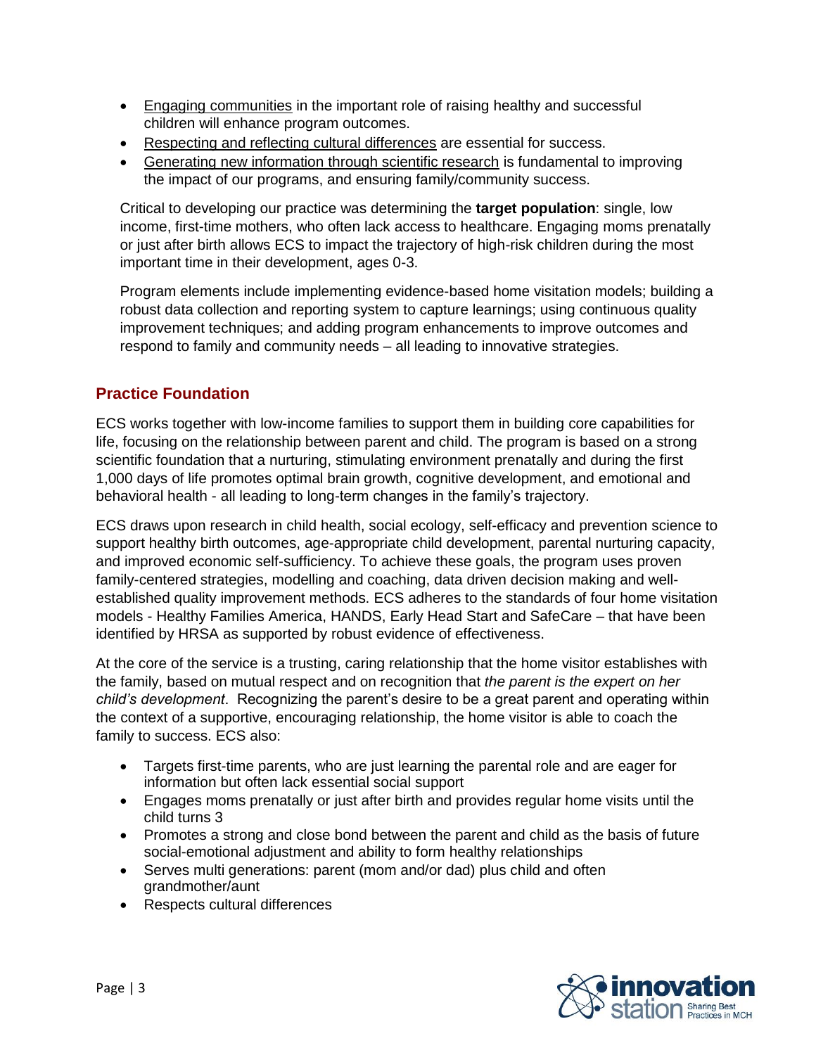- Engaging communities in the important role of raising healthy and successful children will enhance program outcomes.
- Respecting and reflecting cultural differences are essential for success.
- Generating new information through scientific research is fundamental to improving the impact of our programs, and ensuring family/community success.

Critical to developing our practice was determining the **target population**: single, low income, first-time mothers, who often lack access to healthcare. Engaging moms prenatally or just after birth allows ECS to impact the trajectory of high-risk children during the most important time in their development, ages 0-3.

Program elements include implementing evidence-based home visitation models; building a robust data collection and reporting system to capture learnings; using continuous quality improvement techniques; and adding program enhancements to improve outcomes and respond to family and community needs – all leading to innovative strategies.

## Practice Foundation

ECS works together with low-income families to support them in building core capabilities for life, focusing on the relationship between parent and child. The program is based on a strong scientific foundation that a nurturing, stimulating environment prenatally and during the first 1,000 days of life promotes optimal brain growth, cognitive development, and emotional and behavioral health - all leading to long-term changes in the family's trajectory.

ECS draws upon research in child health, social ecology, self-efficacy and prevention science to support healthy birth outcomes, age-appropriate child development, parental nurturing capacity, and improved economic self-sufficiency. To achieve these goals, the program uses proven family-centered strategies, modelling and coaching, data driven decision making and well-established quality improvement methods. ECS adheres to the standards of four home visitation models - Healthy Families America, HANDS, Early Head Start and SafeCare – that have been identified by HRSA as supported by robust evidence of effectiveness.

At the core of the service is a trusting, caring relationship that the home visitor establishes with the family, based on mutual respect and on recognition that *the parent is the expert on her child's development*. Recognizing the parent's desire to be a great parent and operating within the context of a supportive, encouraging relationship, the home visitor is able to coach the family to success. ECS also:

- Targets first-time parents, who are just learning the parental role and are eager for information but often lack essential social support
- Engages moms prenatally or just after birth and provides regular home visits until the child turns 3
- Promotes a strong and close bond between the parent and child as the basis of future social-emotional adjustment and ability to form healthy relationships
- Serves multi generations: parent (mom and/or dad) plus child and often grandmother/aunt
- Respects cultural differences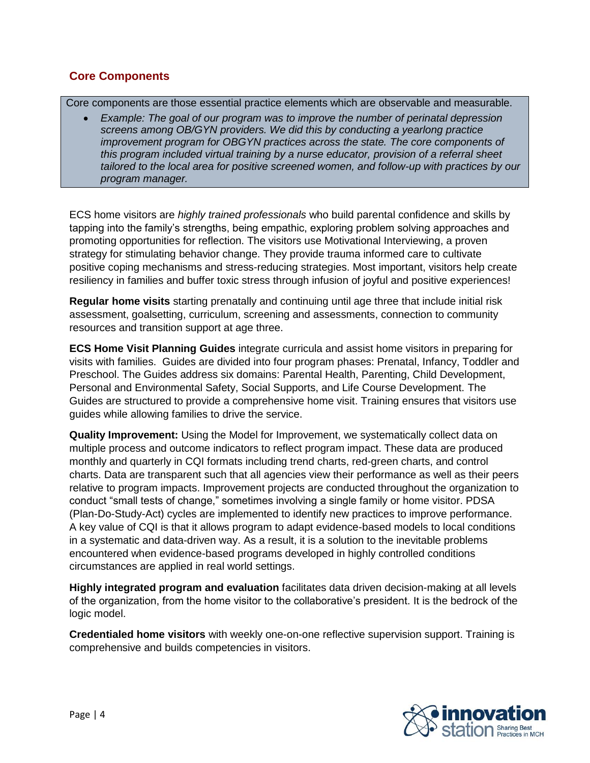## Core Components

Core components are those essential practice elements which are observable and measurable.

- *Example: The goal of our program was to improve the number of perinatal depression screens among OB/GYN providers. We did this by conducting a yearlong practice improvement program for OBGYN practices across the state. The core components of this program included virtual training by a nurse educator, provision of a referral sheet tailored to the local area for positive screened women, and follow-up with practices by our program manager.*

ECS home visitors are *highly trained professionals* who build parental confidence and skills by tapping into the family's strengths, being empathic, exploring problem solving approaches and promoting opportunities for reflection. The visitors use Motivational Interviewing, a proven strategy for stimulating behavior change. They provide trauma informed care to cultivate positive coping mechanisms and stress-reducing strategies. Most important, visitors help create resiliency in families and buffer toxic stress through infusion of joyful and positive experiences!

**Regular home visits** starting prenatally and continuing until age three that include initial risk assessment, goalsetting, curriculum, screening and assessments, connection to community resources and transition support at age three.

**ECS Home Visit Planning Guides** integrate curricula and assist home visitors in preparing for visits with families. Guides are divided into four program phases: Prenatal, Infancy, Toddler and Preschool. The Guides address six domains: Parental Health, Parenting, Child Development, Personal and Environmental Safety, Social Supports, and Life Course Development. The Guides are structured to provide a comprehensive home visit. Training ensures that visitors use guides while allowing families to drive the service.

**Quality Improvement:** Using the Model for Improvement, we systematically collect data on multiple process and outcome indicators to reflect program impact. These data are produced monthly and quarterly in CQI formats including trend charts, red-green charts, and control charts. Data are transparent such that all agencies view their performance as well as their peers relative to program impacts. Improvement projects are conducted throughout the organization to conduct "small tests of change," sometimes involving a single family or home visitor. PDSA (Plan-Do-Study-Act) cycles are implemented to identify new practices to improve performance. A key value of CQI is that it allows program to adapt evidence-based models to local conditions in a systematic and data-driven way. As a result, it is a solution to the inevitable problems encountered when evidence-based programs developed in highly controlled conditions circumstances are applied in real world settings.

**Highly integrated program and evaluation** facilitates data driven decision-making at all levels of the organization, from the home visitor to the collaborative's president. It is the bedrock of the logic model.

**Credentialed home visitors** with weekly one-on-one reflective supervision support. Training is comprehensive and builds competencies in visitors.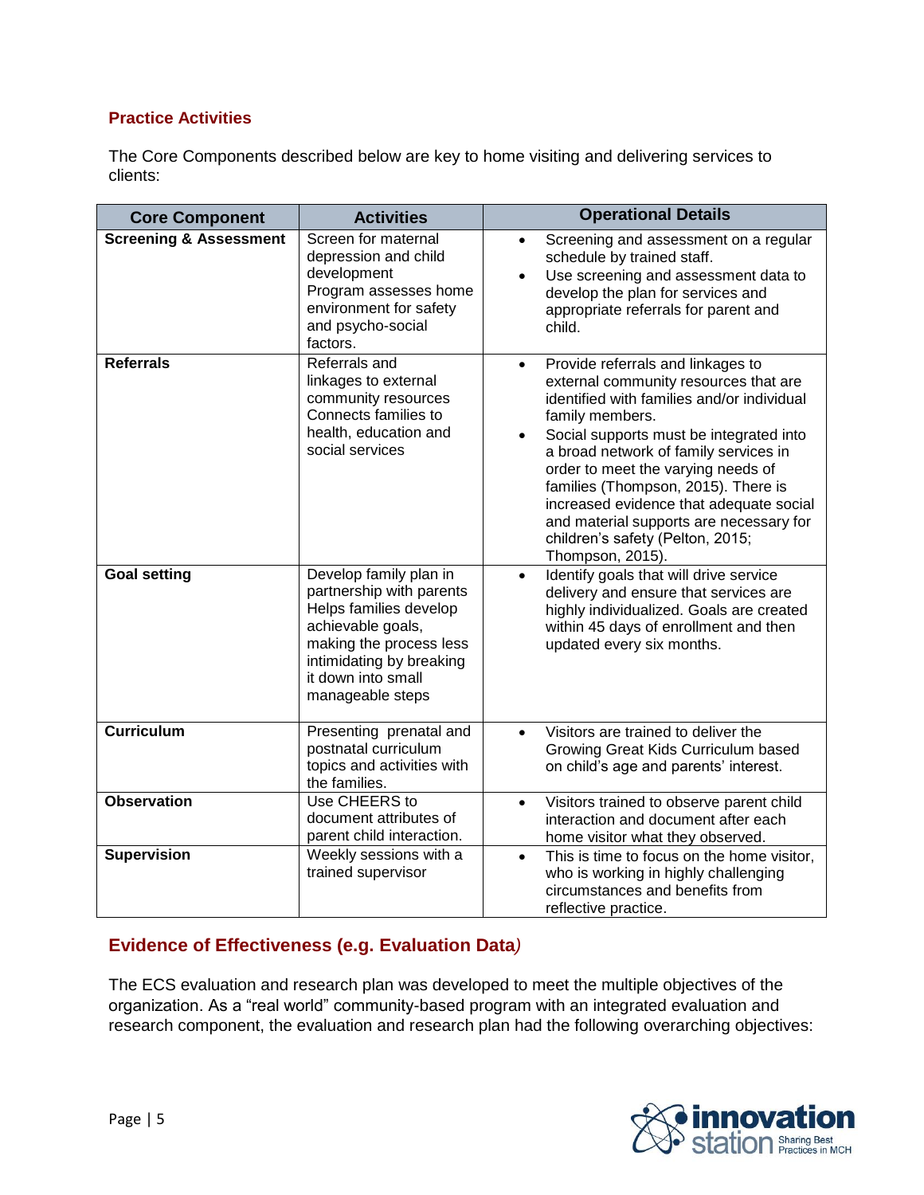### Practice Activities

The Core Components described below are key to home visiting and delivering services to clients:

| Core Component | Activities | Operational Details |
|---|---|---|
| **Screening & Assessment** | Screen for maternal depression and child development<br>Program assesses home environment for safety and psycho-social factors. | • Screening and assessment on a regular schedule by trained staff.<br>• Use screening and assessment data to develop the plan for services and appropriate referrals for parent and child. |
| **Referrals** | Referrals and linkages to external community resources<br>Connects families to health, education and social services | • Provide referrals and linkages to external community resources that are identified with families and/or individual family members.<br>• Social supports must be integrated into a broad network of family services in order to meet the varying needs of families (Thompson, 2015). There is increased evidence that adequate social and material supports are necessary for children's safety (Pelton, 2015; Thompson, 2015). |
| **Goal setting** | Develop family plan in partnership with parents<br>Helps families develop achievable goals, making the process less intimidating by breaking it down into small manageable steps | • Identify goals that will drive service delivery and ensure that services are highly individualized. Goals are created within 45 days of enrollment and then updated every six months. |
| **Curriculum** | Presenting prenatal and postnatal curriculum topics and activities with the families. | • Visitors are trained to deliver the Growing Great Kids Curriculum based on child's age and parents' interest. |
| **Observation** | Use CHEERS to document attributes of parent child interaction. | • Visitors trained to observe parent child interaction and document after each home visitor what they observed. |
| **Supervision** | Weekly sessions with a trained supervisor | • This is time to focus on the home visitor, who is working in highly challenging circumstances and benefits from reflective practice. |

### Evidence of Effectiveness (e.g. Evaluation Data)

The ECS evaluation and research plan was developed to meet the multiple objectives of the organization. As a "real world" community-based program with an integrated evaluation and research component, the evaluation and research plan had the following overarching objectives: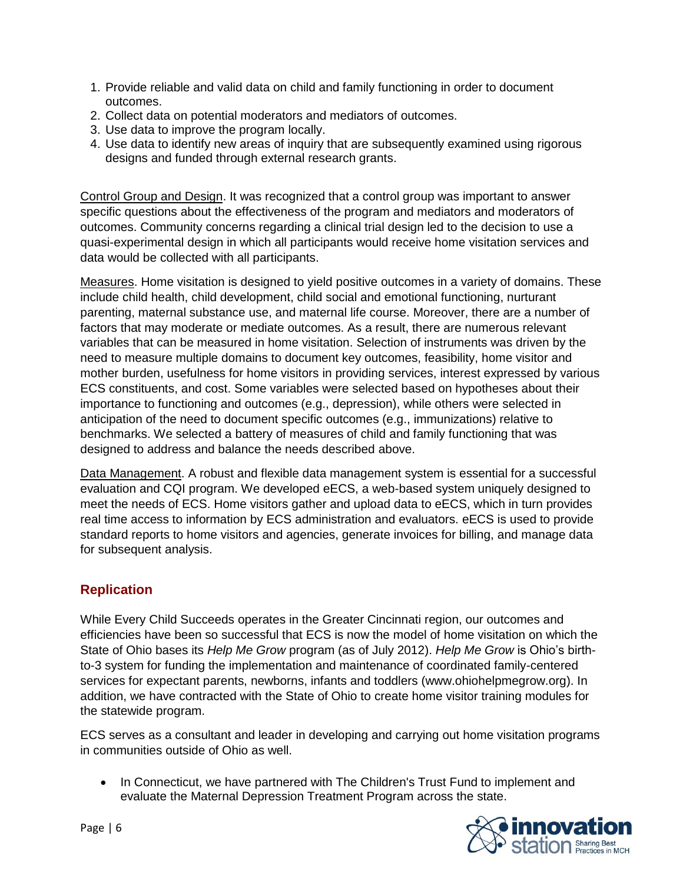1. Provide reliable and valid data on child and family functioning in order to document outcomes.
2. Collect data on potential moderators and mediators of outcomes.
3. Use data to improve the program locally.
4. Use data to identify new areas of inquiry that are subsequently examined using rigorous designs and funded through external research grants.

<u>Control Group and Design</u>. It was recognized that a control group was important to answer specific questions about the effectiveness of the program and mediators and moderators of outcomes. Community concerns regarding a clinical trial design led to the decision to use a quasi-experimental design in which all participants would receive home visitation services and data would be collected with all participants.

<u>Measures</u>. Home visitation is designed to yield positive outcomes in a variety of domains. These include child health, child development, child social and emotional functioning, nurturant parenting, maternal substance use, and maternal life course. Moreover, there are a number of factors that may moderate or mediate outcomes. As a result, there are numerous relevant variables that can be measured in home visitation. Selection of instruments was driven by the need to measure multiple domains to document key outcomes, feasibility, home visitor and mother burden, usefulness for home visitors in providing services, interest expressed by various ECS constituents, and cost. Some variables were selected based on hypotheses about their importance to functioning and outcomes (e.g., depression), while others were selected in anticipation of the need to document specific outcomes (e.g., immunizations) relative to benchmarks. We selected a battery of measures of child and family functioning that was designed to address and balance the needs described above.

<u>Data Management</u>. A robust and flexible data management system is essential for a successful evaluation and CQI program. We developed eECS, a web-based system uniquely designed to meet the needs of ECS. Home visitors gather and upload data to eECS, which in turn provides real time access to information by ECS administration and evaluators. eECS is used to provide standard reports to home visitors and agencies, generate invoices for billing, and manage data for subsequent analysis.

## Replication

While Every Child Succeeds operates in the Greater Cincinnati region, our outcomes and efficiencies have been so successful that ECS is now the model of home visitation on which the State of Ohio bases its *Help Me Grow* program (as of July 2012). *Help Me Grow* is Ohio's birth-to-3 system for funding the implementation and maintenance of coordinated family-centered services for expectant parents, newborns, infants and toddlers (www.ohiohelpmegrow.org). In addition, we have contracted with the State of Ohio to create home visitor training modules for the statewide program.

ECS serves as a consultant and leader in developing and carrying out home visitation programs in communities outside of Ohio as well.

- In Connecticut, we have partnered with The Children's Trust Fund to implement and evaluate the Maternal Depression Treatment Program across the state.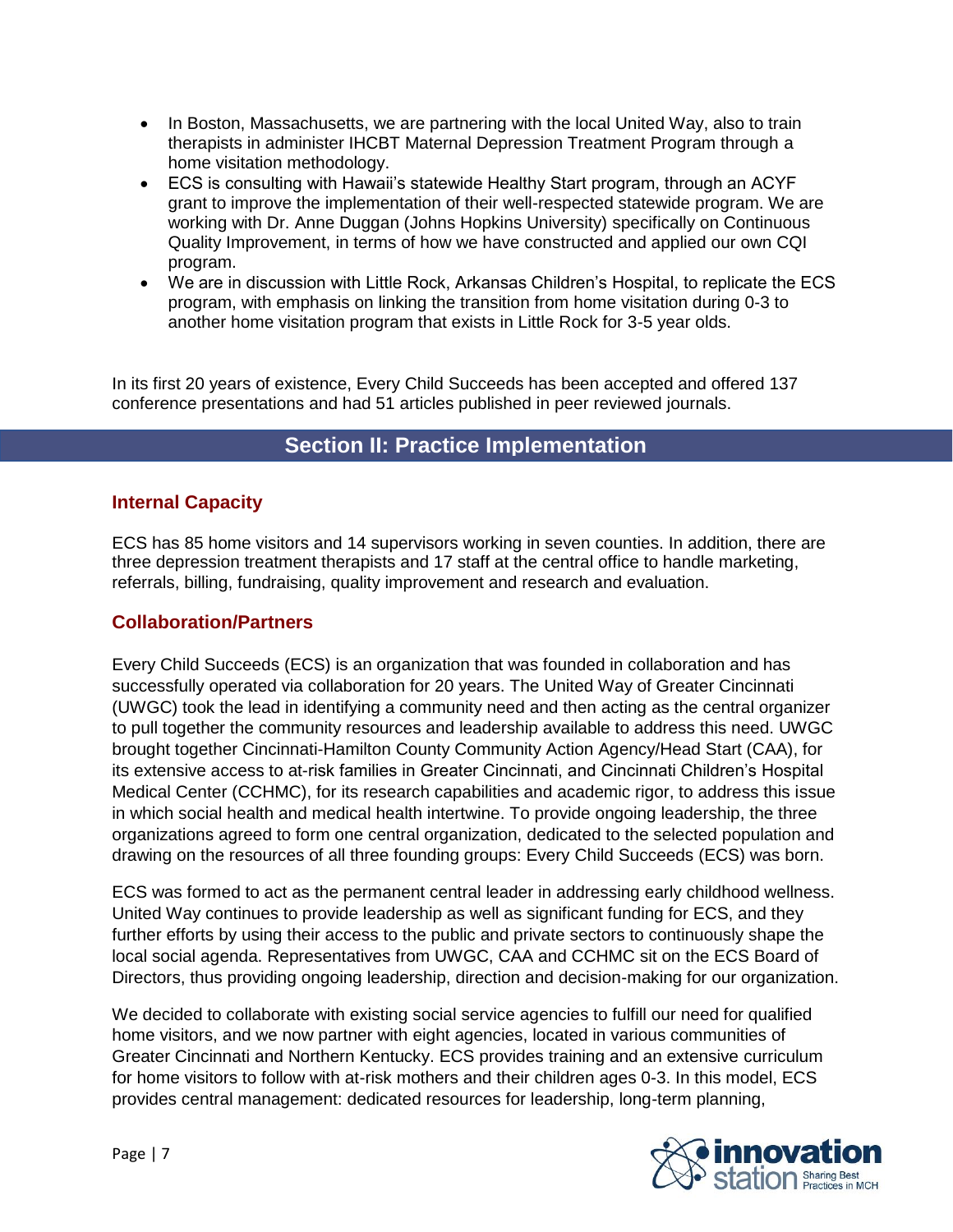- In Boston, Massachusetts, we are partnering with the local United Way, also to train therapists in administer IHCBT Maternal Depression Treatment Program through a home visitation methodology.
- ECS is consulting with Hawaii's statewide Healthy Start program, through an ACYF grant to improve the implementation of their well-respected statewide program. We are working with Dr. Anne Duggan (Johns Hopkins University) specifically on Continuous Quality Improvement, in terms of how we have constructed and applied our own CQI program.
- We are in discussion with Little Rock, Arkansas Children's Hospital, to replicate the ECS program, with emphasis on linking the transition from home visitation during 0-3 to another home visitation program that exists in Little Rock for 3-5 year olds.

In its first 20 years of existence, Every Child Succeeds has been accepted and offered 137 conference presentations and had 51 articles published in peer reviewed journals.

## Section II: Practice Implementation

### Internal Capacity

ECS has 85 home visitors and 14 supervisors working in seven counties. In addition, there are three depression treatment therapists and 17 staff at the central office to handle marketing, referrals, billing, fundraising, quality improvement and research and evaluation.

### Collaboration/Partners

Every Child Succeeds (ECS) is an organization that was founded in collaboration and has successfully operated via collaboration for 20 years. The United Way of Greater Cincinnati (UWGC) took the lead in identifying a community need and then acting as the central organizer to pull together the community resources and leadership available to address this need. UWGC brought together Cincinnati-Hamilton County Community Action Agency/Head Start (CAA), for its extensive access to at-risk families in Greater Cincinnati, and Cincinnati Children's Hospital Medical Center (CCHMC), for its research capabilities and academic rigor, to address this issue in which social health and medical health intertwine. To provide ongoing leadership, the three organizations agreed to form one central organization, dedicated to the selected population and drawing on the resources of all three founding groups: Every Child Succeeds (ECS) was born.

ECS was formed to act as the permanent central leader in addressing early childhood wellness. United Way continues to provide leadership as well as significant funding for ECS, and they further efforts by using their access to the public and private sectors to continuously shape the local social agenda. Representatives from UWGC, CAA and CCHMC sit on the ECS Board of Directors, thus providing ongoing leadership, direction and decision-making for our organization.

We decided to collaborate with existing social service agencies to fulfill our need for qualified home visitors, and we now partner with eight agencies, located in various communities of Greater Cincinnati and Northern Kentucky. ECS provides training and an extensive curriculum for home visitors to follow with at-risk mothers and their children ages 0-3. In this model, ECS provides central management: dedicated resources for leadership, long-term planning,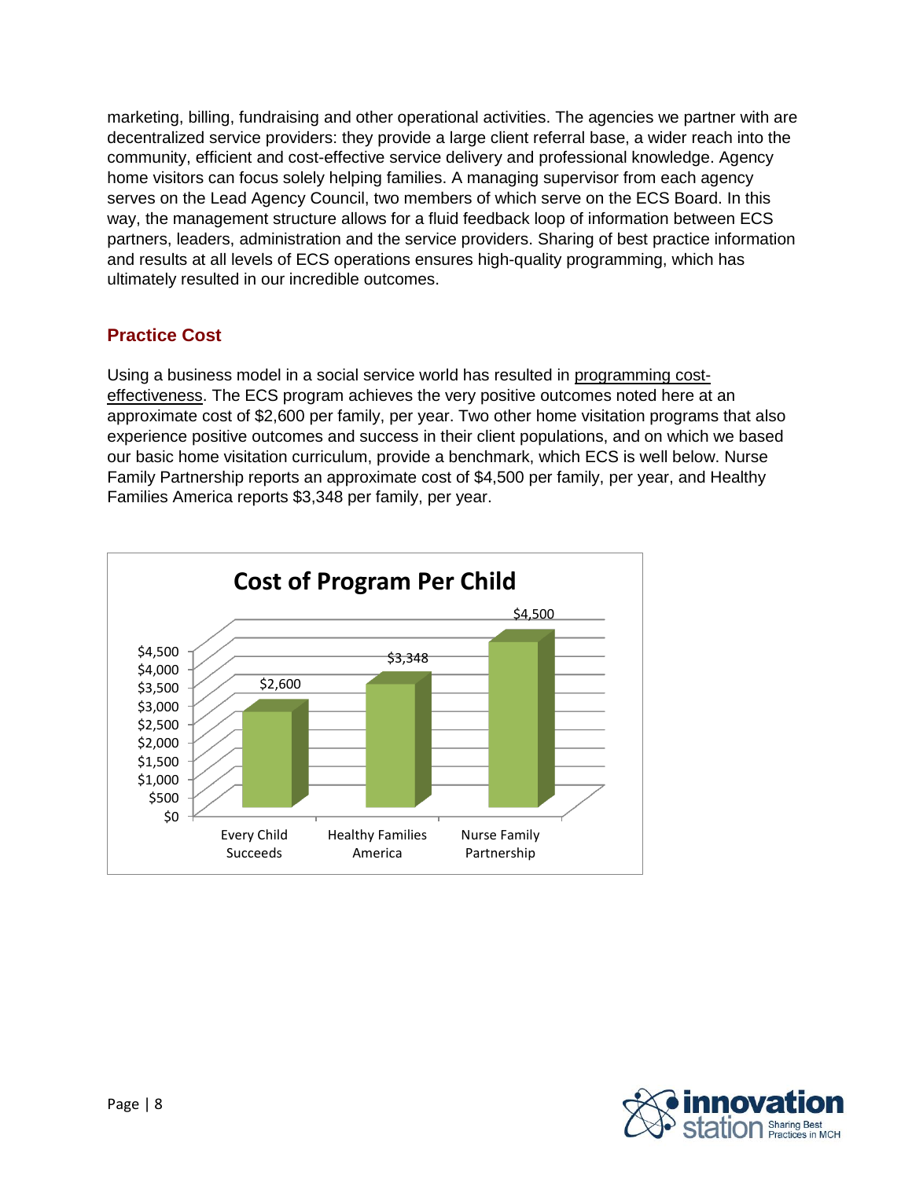marketing, billing, fundraising and other operational activities. The agencies we partner with are decentralized service providers: they provide a large client referral base, a wider reach into the community, efficient and cost-effective service delivery and professional knowledge. Agency home visitors can focus solely helping families. A managing supervisor from each agency serves on the Lead Agency Council, two members of which serve on the ECS Board. In this way, the management structure allows for a fluid feedback loop of information between ECS partners, leaders, administration and the service providers. Sharing of best practice information and results at all levels of ECS operations ensures high-quality programming, which has ultimately resulted in our incredible outcomes.

## Practice Cost

Using a business model in a social service world has resulted in programming cost-effectiveness. The ECS program achieves the very positive outcomes noted here at an approximate cost of $2,600 per family, per year. Two other home visitation programs that also experience positive outcomes and success in their client populations, and on which we based our basic home visitation curriculum, provide a benchmark, which ECS is well below. Nurse Family Partnership reports an approximate cost of $4,500 per family, per year, and Healthy Families America reports $3,348 per family, per year.

**Cost of Program Per Child**

| Program | Cost |
|---|---|
| Every Child Succeeds | $2,600 |
| Healthy Families America | $3,348 |
| Nurse Family Partnership | $4,500 |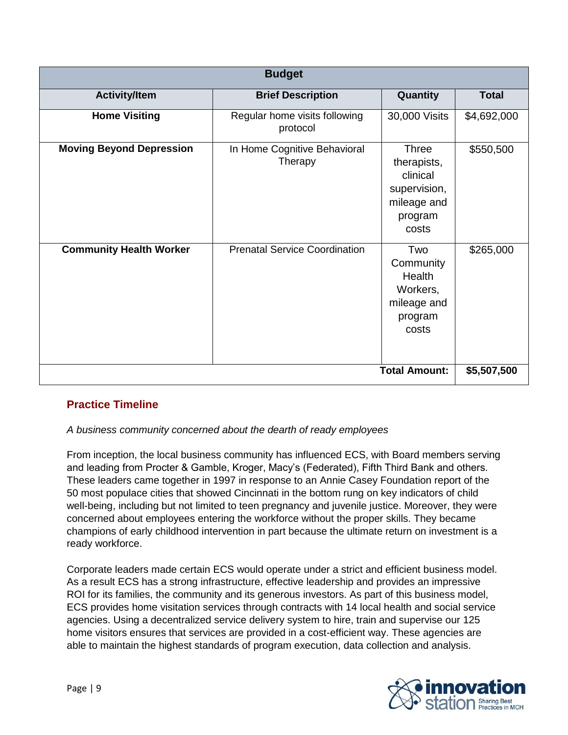| Budget | | | |
|---|---|---|---|
| **Activity/Item** | **Brief Description** | **Quantity** | **Total** |
| **Home Visiting** | Regular home visits following protocol | 30,000 Visits | $4,692,000 |
| **Moving Beyond Depression** | In Home Cognitive Behavioral Therapy | Three therapists, clinical supervision, mileage and program costs | $550,500 |
| **Community Health Worker** | Prenatal Service Coordination | Two Community Health Workers, mileage and program costs | $265,000 |
| | | **Total Amount:** | **$5,507,500** |

## Practice Timeline

*A business community concerned about the dearth of ready employees*

From inception, the local business community has influenced ECS, with Board members serving and leading from Procter & Gamble, Kroger, Macy's (Federated), Fifth Third Bank and others. These leaders came together in 1997 in response to an Annie Casey Foundation report of the 50 most populace cities that showed Cincinnati in the bottom rung on key indicators of child well-being, including but not limited to teen pregnancy and juvenile justice. Moreover, they were concerned about employees entering the workforce without the proper skills. They became champions of early childhood intervention in part because the ultimate return on investment is a ready workforce.

Corporate leaders made certain ECS would operate under a strict and efficient business model. As a result ECS has a strong infrastructure, effective leadership and provides an impressive ROI for its families, the community and its generous investors. As part of this business model, ECS provides home visitation services through contracts with 14 local health and social service agencies. Using a decentralized service delivery system to hire, train and supervise our 125 home visitors ensures that services are provided in a cost-efficient way. These agencies are able to maintain the highest standards of program execution, data collection and analysis.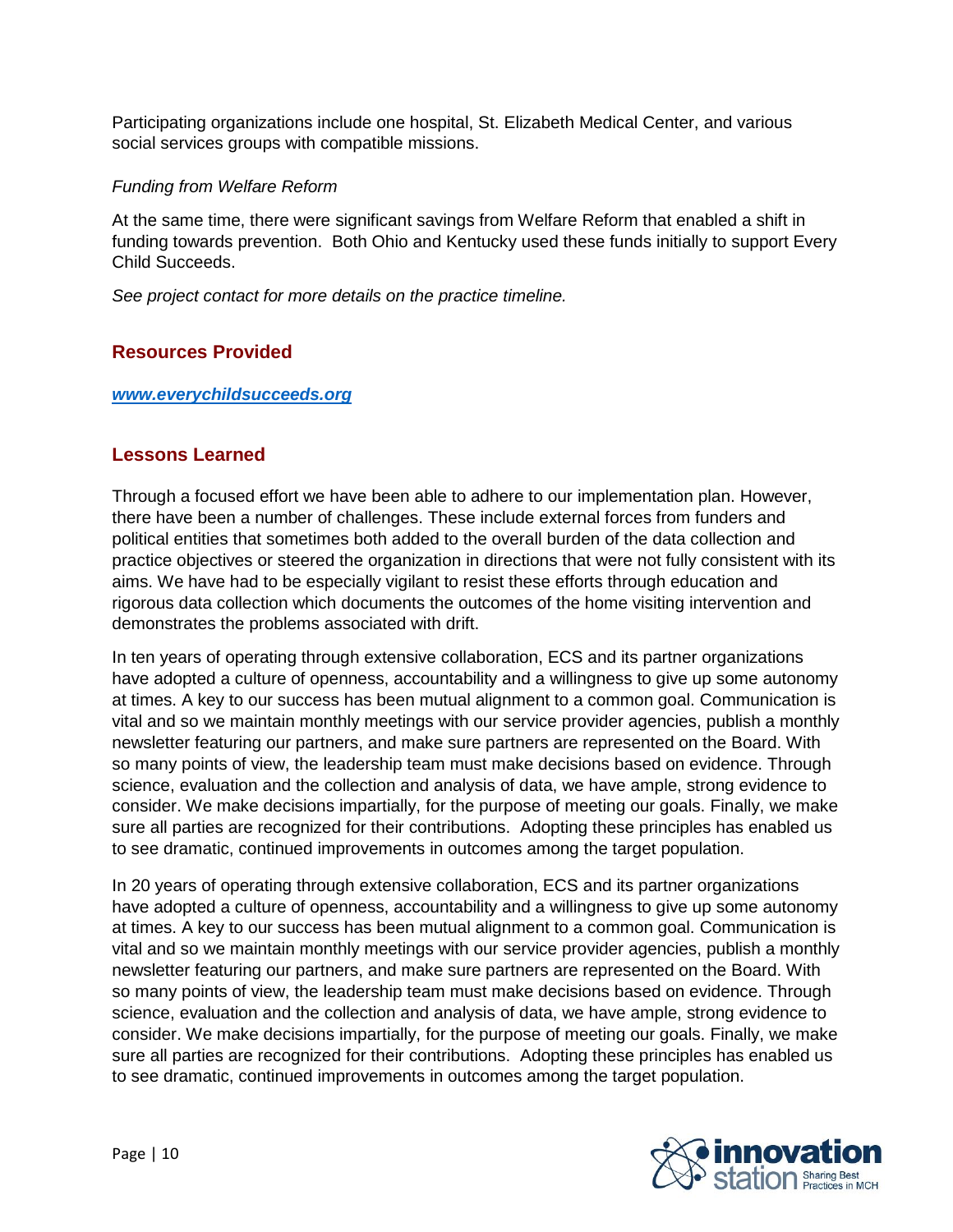Participating organizations include one hospital, St. Elizabeth Medical Center, and various social services groups with compatible missions.

*Funding from Welfare Reform*

At the same time, there were significant savings from Welfare Reform that enabled a shift in funding towards prevention. Both Ohio and Kentucky used these funds initially to support Every Child Succeeds.

*See project contact for more details on the practice timeline.*

## Resources Provided

***www.everychildsucceeds.org***

## Lessons Learned

Through a focused effort we have been able to adhere to our implementation plan. However, there have been a number of challenges. These include external forces from funders and political entities that sometimes both added to the overall burden of the data collection and practice objectives or steered the organization in directions that were not fully consistent with its aims. We have had to be especially vigilant to resist these efforts through education and rigorous data collection which documents the outcomes of the home visiting intervention and demonstrates the problems associated with drift.

In ten years of operating through extensive collaboration, ECS and its partner organizations have adopted a culture of openness, accountability and a willingness to give up some autonomy at times. A key to our success has been mutual alignment to a common goal. Communication is vital and so we maintain monthly meetings with our service provider agencies, publish a monthly newsletter featuring our partners, and make sure partners are represented on the Board. With so many points of view, the leadership team must make decisions based on evidence. Through science, evaluation and the collection and analysis of data, we have ample, strong evidence to consider. We make decisions impartially, for the purpose of meeting our goals. Finally, we make sure all parties are recognized for their contributions. Adopting these principles has enabled us to see dramatic, continued improvements in outcomes among the target population.

In 20 years of operating through extensive collaboration, ECS and its partner organizations have adopted a culture of openness, accountability and a willingness to give up some autonomy at times. A key to our success has been mutual alignment to a common goal. Communication is vital and so we maintain monthly meetings with our service provider agencies, publish a monthly newsletter featuring our partners, and make sure partners are represented on the Board. With so many points of view, the leadership team must make decisions based on evidence. Through science, evaluation and the collection and analysis of data, we have ample, strong evidence to consider. We make decisions impartially, for the purpose of meeting our goals. Finally, we make sure all parties are recognized for their contributions. Adopting these principles has enabled us to see dramatic, continued improvements in outcomes among the target population.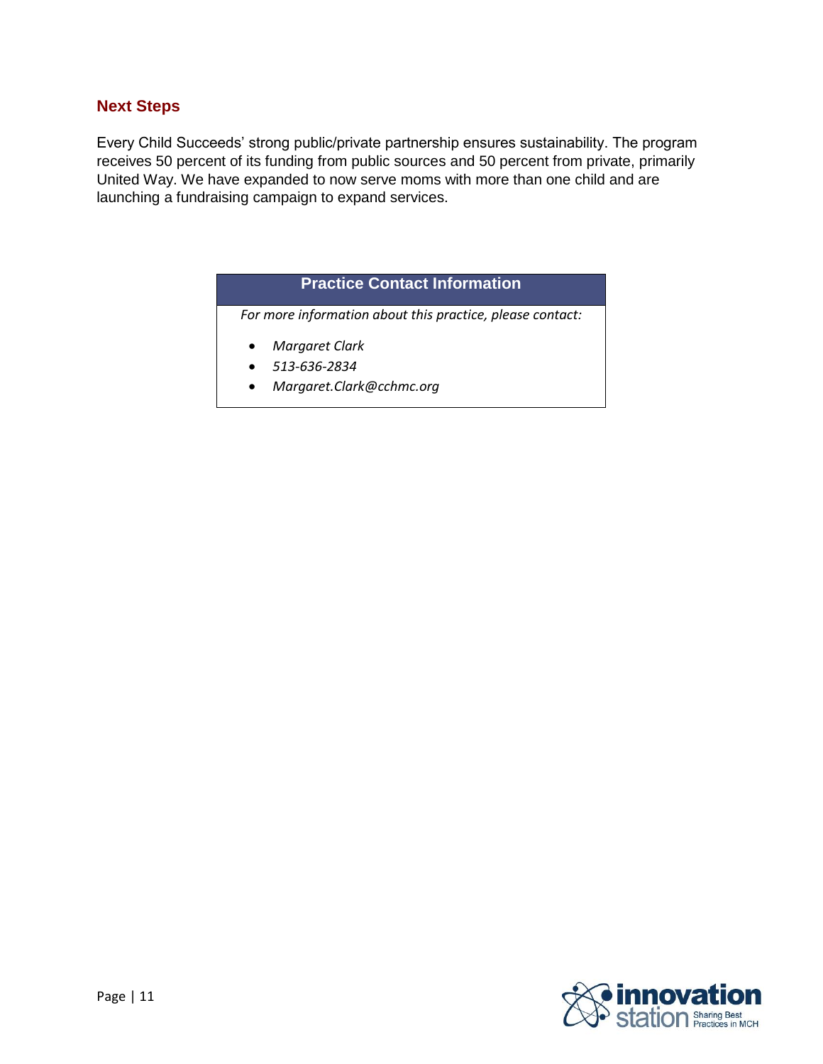## Next Steps

Every Child Succeeds' strong public/private partnership ensures sustainability. The program receives 50 percent of its funding from public sources and 50 percent from private, primarily United Way. We have expanded to now serve moms with more than one child and are launching a fundraising campaign to expand services.

| Practice Contact Information |
| --- |
| *For more information about this practice, please contact:* <br> • *Margaret Clark* <br> • *513-636-2834* <br> • *Margaret.Clark@cchmc.org* |